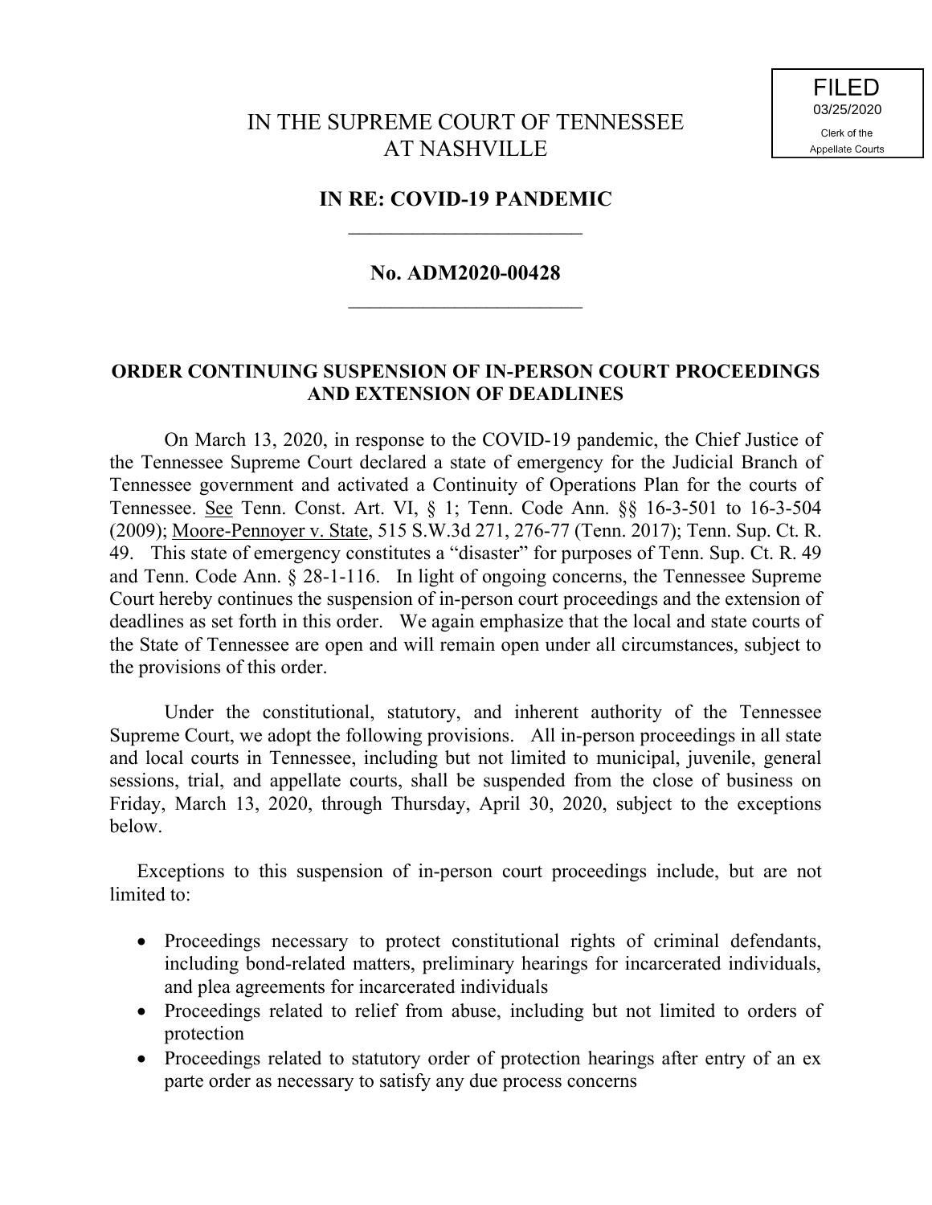FILED
03/25/2020
Clerk of the
Appellate Courts

# IN THE SUPREME COURT OF TENNESSEE AT NASHVILLE

## IN RE: COVID-19 PANDEMIC

## No. ADM2020-00428

### ORDER CONTINUING SUSPENSION OF IN-PERSON COURT PROCEEDINGS AND EXTENSION OF DEADLINES

On March 13, 2020, in response to the COVID-19 pandemic, the Chief Justice of the Tennessee Supreme Court declared a state of emergency for the Judicial Branch of Tennessee government and activated a Continuity of Operations Plan for the courts of Tennessee. See Tenn. Const. Art. VI, § 1; Tenn. Code Ann. §§ 16-3-501 to 16-3-504 (2009); Moore-Pennoyer v. State, 515 S.W.3d 271, 276-77 (Tenn. 2017); Tenn. Sup. Ct. R. 49. This state of emergency constitutes a "disaster" for purposes of Tenn. Sup. Ct. R. 49 and Tenn. Code Ann. § 28-1-116. In light of ongoing concerns, the Tennessee Supreme Court hereby continues the suspension of in-person court proceedings and the extension of deadlines as set forth in this order. We again emphasize that the local and state courts of the State of Tennessee are open and will remain open under all circumstances, subject to the provisions of this order.

Under the constitutional, statutory, and inherent authority of the Tennessee Supreme Court, we adopt the following provisions. All in-person proceedings in all state and local courts in Tennessee, including but not limited to municipal, juvenile, general sessions, trial, and appellate courts, shall be suspended from the close of business on Friday, March 13, 2020, through Thursday, April 30, 2020, subject to the exceptions below.

Exceptions to this suspension of in-person court proceedings include, but are not limited to:

- Proceedings necessary to protect constitutional rights of criminal defendants, including bond-related matters, preliminary hearings for incarcerated individuals, and plea agreements for incarcerated individuals
- Proceedings related to relief from abuse, including but not limited to orders of protection
- Proceedings related to statutory order of protection hearings after entry of an ex parte order as necessary to satisfy any due process concerns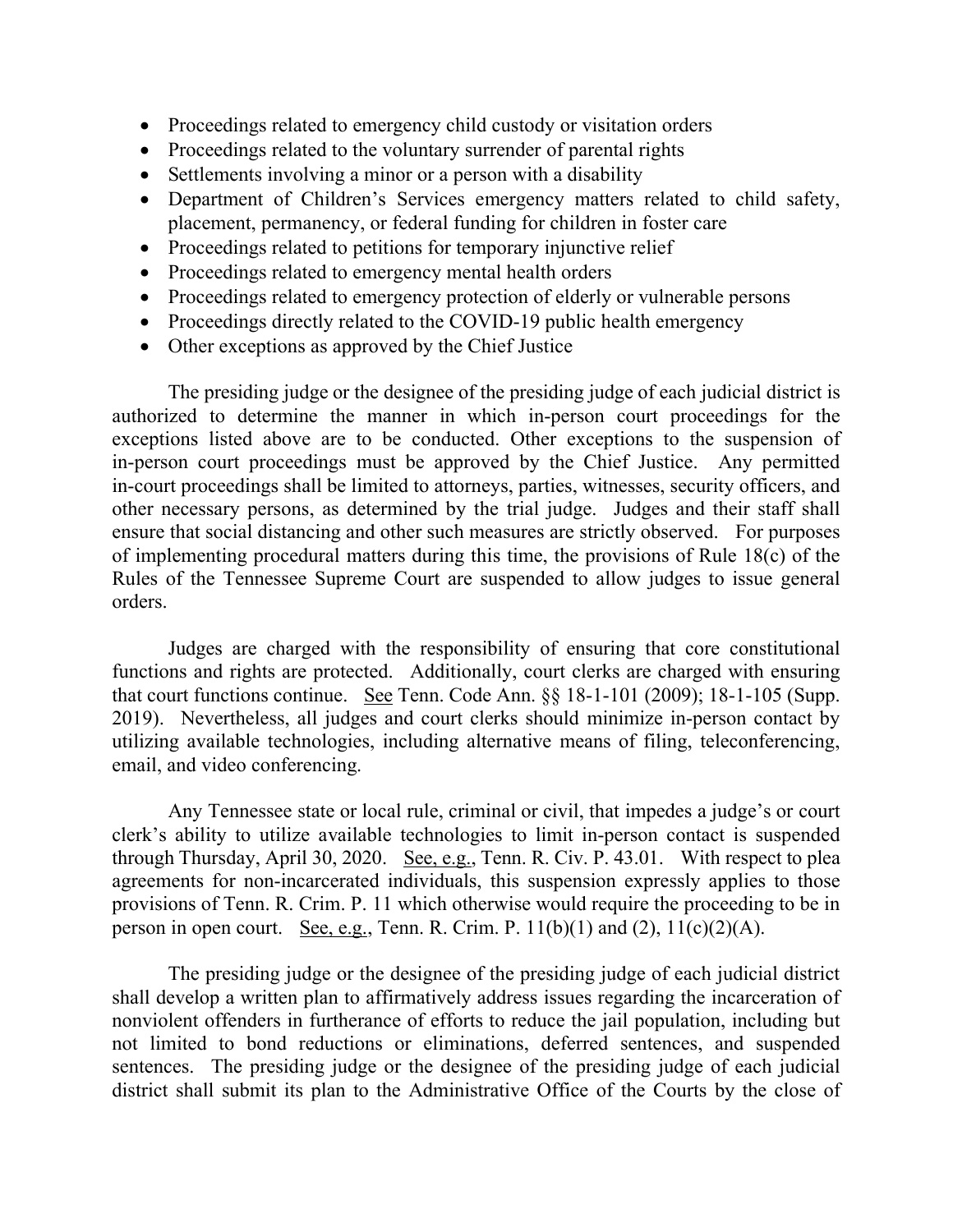- Proceedings related to emergency child custody or visitation orders
- Proceedings related to the voluntary surrender of parental rights
- Settlements involving a minor or a person with a disability
- Department of Children's Services emergency matters related to child safety, placement, permanency, or federal funding for children in foster care
- Proceedings related to petitions for temporary injunctive relief
- Proceedings related to emergency mental health orders
- Proceedings related to emergency protection of elderly or vulnerable persons
- Proceedings directly related to the COVID-19 public health emergency
- Other exceptions as approved by the Chief Justice

The presiding judge or the designee of the presiding judge of each judicial district is authorized to determine the manner in which in-person court proceedings for the exceptions listed above are to be conducted. Other exceptions to the suspension of in-person court proceedings must be approved by the Chief Justice. Any permitted in-court proceedings shall be limited to attorneys, parties, witnesses, security officers, and other necessary persons, as determined by the trial judge. Judges and their staff shall ensure that social distancing and other such measures are strictly observed. For purposes of implementing procedural matters during this time, the provisions of Rule 18(c) of the Rules of the Tennessee Supreme Court are suspended to allow judges to issue general orders.

Judges are charged with the responsibility of ensuring that core constitutional functions and rights are protected. Additionally, court clerks are charged with ensuring that court functions continue. See Tenn. Code Ann. §§ 18-1-101 (2009); 18-1-105 (Supp. 2019). Nevertheless, all judges and court clerks should minimize in-person contact by utilizing available technologies, including alternative means of filing, teleconferencing, email, and video conferencing.

Any Tennessee state or local rule, criminal or civil, that impedes a judge's or court clerk's ability to utilize available technologies to limit in-person contact is suspended through Thursday, April 30, 2020. See, e.g., Tenn. R. Civ. P. 43.01. With respect to plea agreements for non-incarcerated individuals, this suspension expressly applies to those provisions of Tenn. R. Crim. P. 11 which otherwise would require the proceeding to be in person in open court. See, e.g., Tenn. R. Crim. P. 11(b)(1) and (2), 11(c)(2)(A).

The presiding judge or the designee of the presiding judge of each judicial district shall develop a written plan to affirmatively address issues regarding the incarceration of nonviolent offenders in furtherance of efforts to reduce the jail population, including but not limited to bond reductions or eliminations, deferred sentences, and suspended sentences. The presiding judge or the designee of the presiding judge of each judicial district shall submit its plan to the Administrative Office of the Courts by the close of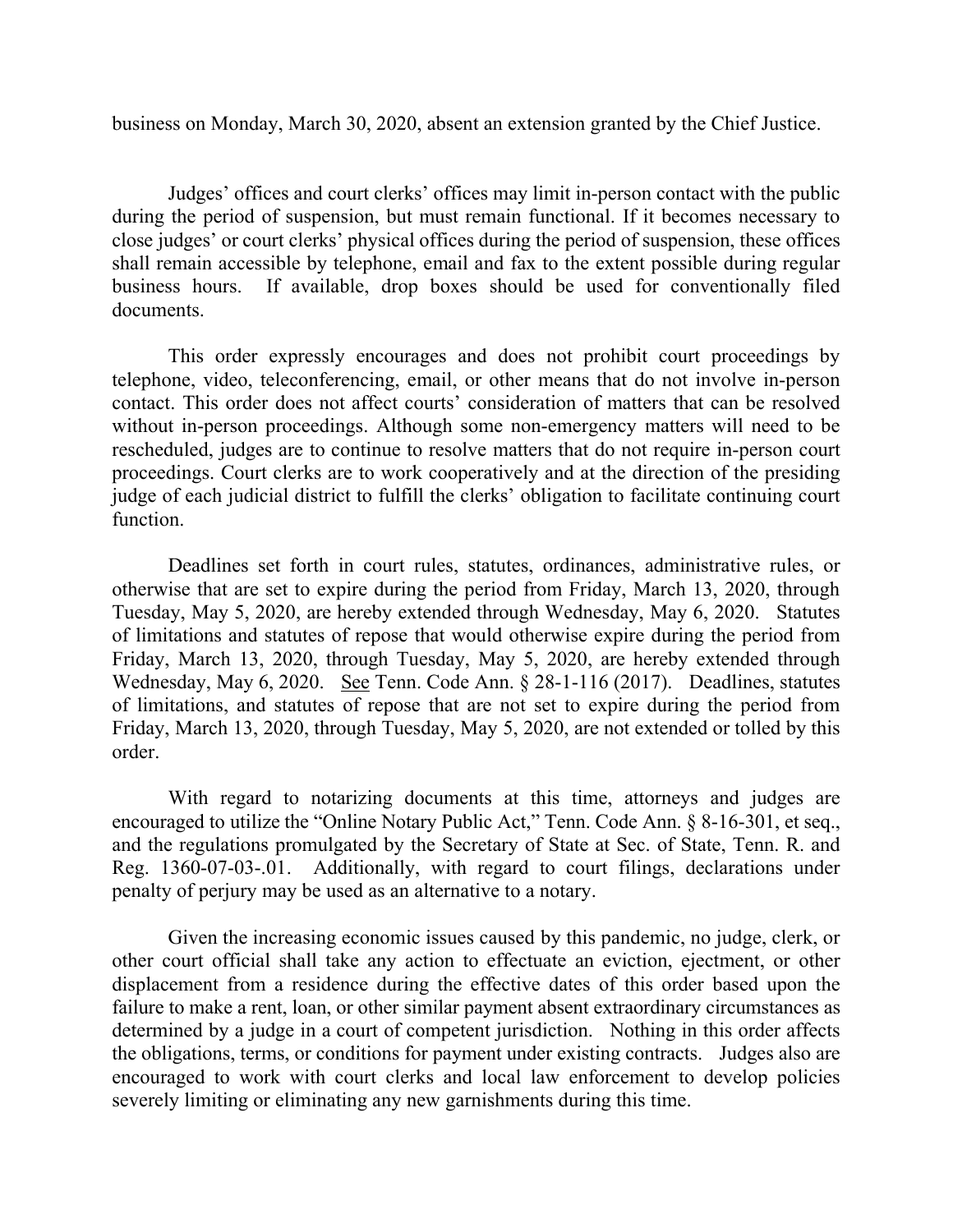business on Monday, March 30, 2020, absent an extension granted by the Chief Justice.

Judges' offices and court clerks' offices may limit in-person contact with the public during the period of suspension, but must remain functional. If it becomes necessary to close judges' or court clerks' physical offices during the period of suspension, these offices shall remain accessible by telephone, email and fax to the extent possible during regular business hours. If available, drop boxes should be used for conventionally filed documents.

This order expressly encourages and does not prohibit court proceedings by telephone, video, teleconferencing, email, or other means that do not involve in-person contact. This order does not affect courts' consideration of matters that can be resolved without in-person proceedings. Although some non-emergency matters will need to be rescheduled, judges are to continue to resolve matters that do not require in-person court proceedings. Court clerks are to work cooperatively and at the direction of the presiding judge of each judicial district to fulfill the clerks' obligation to facilitate continuing court function.

Deadlines set forth in court rules, statutes, ordinances, administrative rules, or otherwise that are set to expire during the period from Friday, March 13, 2020, through Tuesday, May 5, 2020, are hereby extended through Wednesday, May 6, 2020. Statutes of limitations and statutes of repose that would otherwise expire during the period from Friday, March 13, 2020, through Tuesday, May 5, 2020, are hereby extended through Wednesday, May 6, 2020. See Tenn. Code Ann. § 28-1-116 (2017). Deadlines, statutes of limitations, and statutes of repose that are not set to expire during the period from Friday, March 13, 2020, through Tuesday, May 5, 2020, are not extended or tolled by this order.

With regard to notarizing documents at this time, attorneys and judges are encouraged to utilize the "Online Notary Public Act," Tenn. Code Ann. § 8-16-301, et seq., and the regulations promulgated by the Secretary of State at Sec. of State, Tenn. R. and Reg. 1360-07-03-.01. Additionally, with regard to court filings, declarations under penalty of perjury may be used as an alternative to a notary.

Given the increasing economic issues caused by this pandemic, no judge, clerk, or other court official shall take any action to effectuate an eviction, ejectment, or other displacement from a residence during the effective dates of this order based upon the failure to make a rent, loan, or other similar payment absent extraordinary circumstances as determined by a judge in a court of competent jurisdiction. Nothing in this order affects the obligations, terms, or conditions for payment under existing contracts. Judges also are encouraged to work with court clerks and local law enforcement to develop policies severely limiting or eliminating any new garnishments during this time.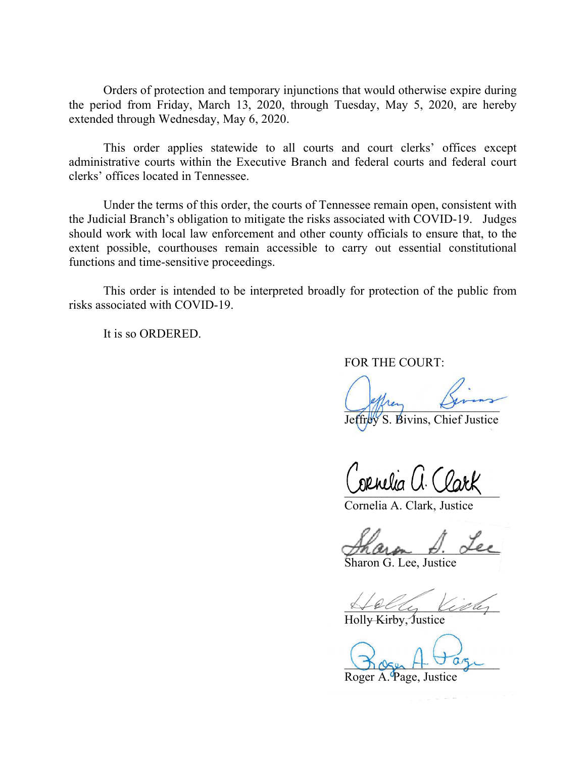Orders of protection and temporary injunctions that would otherwise expire during the period from Friday, March 13, 2020, through Tuesday, May 5, 2020, are hereby extended through Wednesday, May 6, 2020.

This order applies statewide to all courts and court clerks' offices except administrative courts within the Executive Branch and federal courts and federal court clerks' offices located in Tennessee.

Under the terms of this order, the courts of Tennessee remain open, consistent with the Judicial Branch's obligation to mitigate the risks associated with COVID-19. Judges should work with local law enforcement and other county officials to ensure that, to the extent possible, courthouses remain accessible to carry out essential constitutional functions and time-sensitive proceedings.

This order is intended to be interpreted broadly for protection of the public from risks associated with COVID-19.

It is so ORDERED.

FOR THE COURT:

Jeffrey S. Bivins, Chief Justice

Cornelia A. Clark, Justice

Sharon G. Lee, Justice

Holly Kirby, Justice

Roger A. Page, Justice